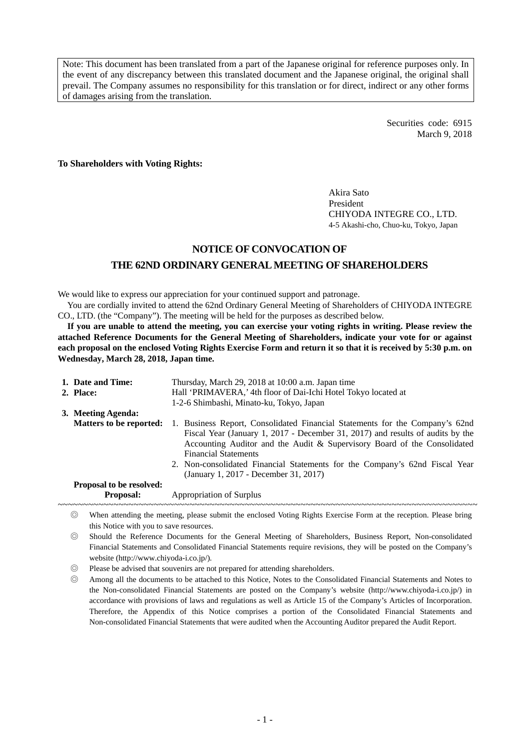Note: This document has been translated from a part of the Japanese original for reference purposes only. In the event of any discrepancy between this translated document and the Japanese original, the original shall prevail. The Company assumes no responsibility for this translation or for direct, indirect or any other forms of damages arising from the translation.

Securities code: 6915
March 9, 2018

**To Shareholders with Voting Rights:**

Akira Sato
President
CHIYODA INTEGRE CO., LTD.
4-5 Akashi-cho, Chuo-ku, Tokyo, Japan

# NOTICE OF CONVOCATION OF THE 62ND ORDINARY GENERAL MEETING OF SHAREHOLDERS

We would like to express our appreciation for your continued support and patronage.

You are cordially invited to attend the 62nd Ordinary General Meeting of Shareholders of CHIYODA INTEGRE CO., LTD. (the "Company"). The meeting will be held for the purposes as described below.

**If you are unable to attend the meeting, you can exercise your voting rights in writing. Please review the attached Reference Documents for the General Meeting of Shareholders, indicate your vote for or against each proposal on the enclosed Voting Rights Exercise Form and return it so that it is received by 5:30 p.m. on Wednesday, March 28, 2018, Japan time.**

**1. Date and Time:** Thursday, March 29, 2018 at 10:00 a.m. Japan time

**2. Place:** Hall 'PRIMAVERA,' 4th floor of Dai-Ichi Hotel Tokyo located at 1-2-6 Shimbashi, Minato-ku, Tokyo, Japan

**3. Meeting Agenda:**

**Matters to be reported:**

1. Business Report, Consolidated Financial Statements for the Company's 62nd Fiscal Year (January 1, 2017 - December 31, 2017) and results of audits by the Accounting Auditor and the Audit & Supervisory Board of the Consolidated Financial Statements
2. Non-consolidated Financial Statements for the Company's 62nd Fiscal Year (January 1, 2017 - December 31, 2017)

**Proposal to be resolved:**

**Proposal:** Appropriation of Surplus

~~~~~~~~~~~~~~~~~~~~~~~~~~~~~~~~~~~~~~~~~~~~~~~~~~~~~~~~~~~~~~~~~~~~~~~~

◎ When attending the meeting, please submit the enclosed Voting Rights Exercise Form at the reception. Please bring this Notice with you to save resources.

◎ Should the Reference Documents for the General Meeting of Shareholders, Business Report, Non-consolidated Financial Statements and Consolidated Financial Statements require revisions, they will be posted on the Company's website (http://www.chiyoda-i.co.jp/).

◎ Please be advised that souvenirs are not prepared for attending shareholders.

◎ Among all the documents to be attached to this Notice, Notes to the Consolidated Financial Statements and Notes to the Non-consolidated Financial Statements are posted on the Company's website (http://www.chiyoda-i.co.jp/) in accordance with provisions of laws and regulations as well as Article 15 of the Company's Articles of Incorporation. Therefore, the Appendix of this Notice comprises a portion of the Consolidated Financial Statements and Non-consolidated Financial Statements that were audited when the Accounting Auditor prepared the Audit Report.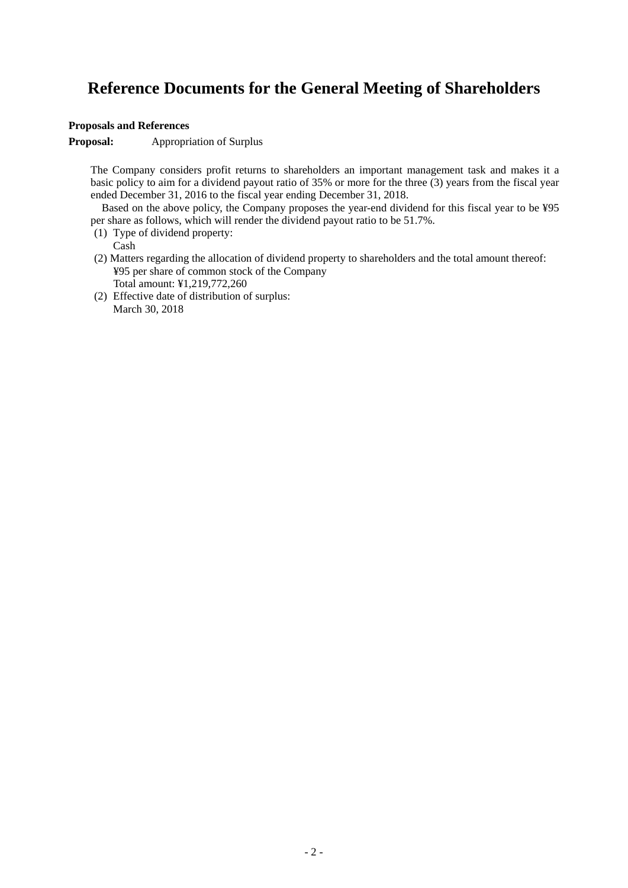# Reference Documents for the General Meeting of Shareholders

**Proposals and References**

**Proposal:** Appropriation of Surplus

The Company considers profit returns to shareholders an important management task and makes it a basic policy to aim for a dividend payout ratio of 35% or more for the three (3) years from the fiscal year ended December 31, 2016 to the fiscal year ending December 31, 2018.

Based on the above policy, the Company proposes the year-end dividend for this fiscal year to be ¥95 per share as follows, which will render the dividend payout ratio to be 51.7%.

(1) Type of dividend property:
Cash

(2) Matters regarding the allocation of dividend property to shareholders and the total amount thereof:
¥95 per share of common stock of the Company
Total amount: ¥1,219,772,260

(2) Effective date of distribution of surplus:
March 30, 2018